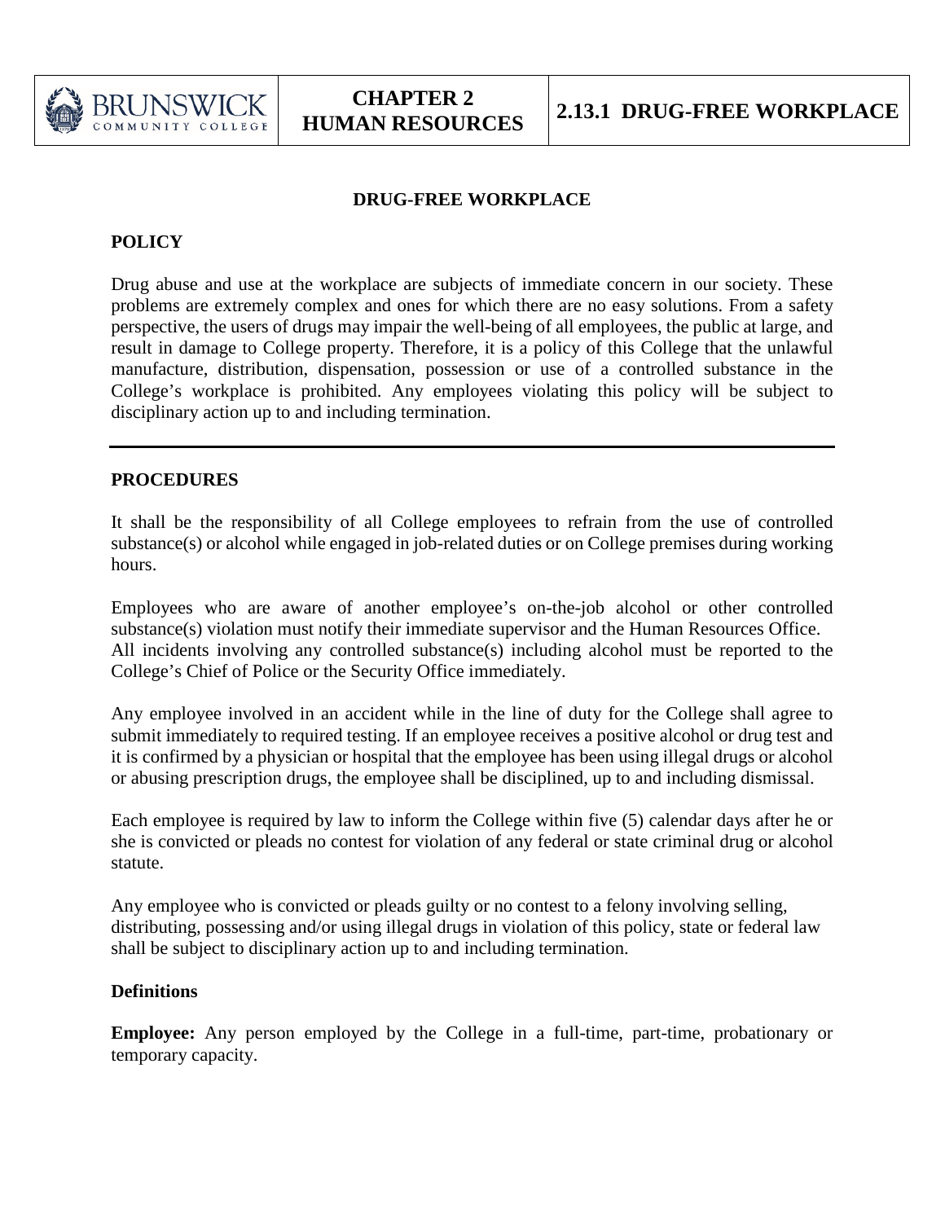# DRUG-FREE WORKPLACE

## POLICY

Drug abuse and use at the workplace are subjects of immediate concern in our society. These problems are extremely complex and ones for which there are no easy solutions. From a safety perspective, the users of drugs may impair the well-being of all employees, the public at large, and result in damage to College property. Therefore, it is a policy of this College that the unlawful manufacture, distribution, dispensation, possession or use of a controlled substance in the College's workplace is prohibited. Any employees violating this policy will be subject to disciplinary action up to and including termination.

---

## PROCEDURES

It shall be the responsibility of all College employees to refrain from the use of controlled substance(s) or alcohol while engaged in job-related duties or on College premises during working hours.

Employees who are aware of another employee's on-the-job alcohol or other controlled substance(s) violation must notify their immediate supervisor and the Human Resources Office. All incidents involving any controlled substance(s) including alcohol must be reported to the College's Chief of Police or the Security Office immediately.

Any employee involved in an accident while in the line of duty for the College shall agree to submit immediately to required testing. If an employee receives a positive alcohol or drug test and it is confirmed by a physician or hospital that the employee has been using illegal drugs or alcohol or abusing prescription drugs, the employee shall be disciplined, up to and including dismissal.

Each employee is required by law to inform the College within five (5) calendar days after he or she is convicted or pleads no contest for violation of any federal or state criminal drug or alcohol statute.

Any employee who is convicted or pleads guilty or no contest to a felony involving selling, distributing, possessing and/or using illegal drugs in violation of this policy, state or federal law shall be subject to disciplinary action up to and including termination.

### Definitions

**Employee:** Any person employed by the College in a full-time, part-time, probationary or temporary capacity.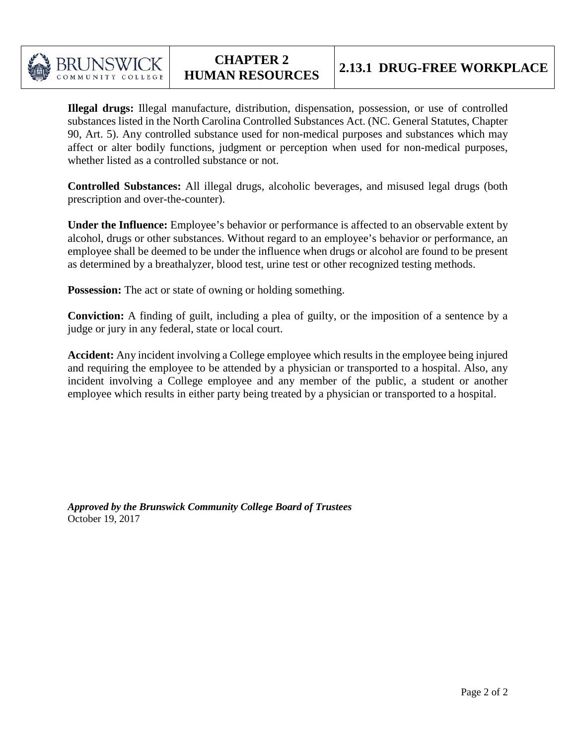**Illegal drugs:** Illegal manufacture, distribution, dispensation, possession, or use of controlled substances listed in the North Carolina Controlled Substances Act. (NC. General Statutes, Chapter 90, Art. 5). Any controlled substance used for non-medical purposes and substances which may affect or alter bodily functions, judgment or perception when used for non-medical purposes, whether listed as a controlled substance or not.

**Controlled Substances:** All illegal drugs, alcoholic beverages, and misused legal drugs (both prescription and over-the-counter).

**Under the Influence:** Employee's behavior or performance is affected to an observable extent by alcohol, drugs or other substances. Without regard to an employee's behavior or performance, an employee shall be deemed to be under the influence when drugs or alcohol are found to be present as determined by a breathalyzer, blood test, urine test or other recognized testing methods.

**Possession:** The act or state of owning or holding something.

**Conviction:** A finding of guilt, including a plea of guilty, or the imposition of a sentence by a judge or jury in any federal, state or local court.

**Accident:** Any incident involving a College employee which results in the employee being injured and requiring the employee to be attended by a physician or transported to a hospital. Also, any incident involving a College employee and any member of the public, a student or another employee which results in either party being treated by a physician or transported to a hospital.

***Approved by the Brunswick Community College Board of Trustees***
October 19, 2017